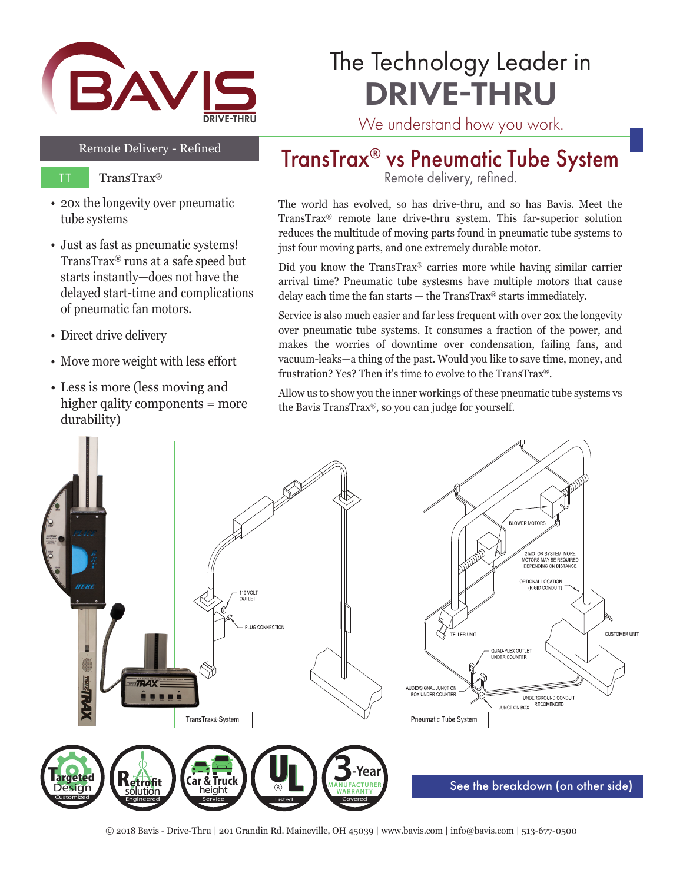# The Technology Leader in DRIVE-THRU

*We understand how you work.*

## Remote Delivery - Refined

TT TransTrax®

- 20x the longevity over pneumatic tube systems
- Just as fast as pneumatic systems! TransTrax® runs at a safe speed but starts instantly—does not have the delayed start-time and complications of pneumatic fan motors.
- Direct drive delivery
- Move more weight with less effort
- Less is more (less moving and higher qality components = more durability)

## TransTrax® vs Pneumatic Tube System

Remote delivery, refined.

The world has evolved, so has drive-thru, and so has Bavis. Meet the TransTrax® remote lane drive-thru system. This far-superior solution reduces the multitude of moving parts found in pneumatic tube systems to just four moving parts, and one extremely durable motor.

Did you know the TransTrax® carries more while having similar carrier arrival time? Pneumatic tube systesms have multiple motors that cause delay each time the fan starts — the TransTrax® starts immediately.

Service is also much easier and far less frequent with over 20x the longevity over pneumatic tube systems. It consumes a fraction of the power, and makes the worries of downtime over condensation, failing fans, and vacuum-leaks—a thing of the past. Would you like to save time, money, and frustration? Yes? Then it's time to evolve to the TransTrax®.

Allow us to show you the inner workings of these pneumatic tube systems vs the Bavis TransTrax®, so you can judge for yourself.

110 VOLT OUTLET

PLUG CONNECTION

TransTrax® System

BLOWER MOTORS

2 MOTOR SYSTEM, MORE MOTORS MAY BE REQUIRED DEPENDING ON DISTANCE

OPTIONAL LOCATION (RIGID CONDUIT)

TELLER UNIT

CUSTOMER UNIT

QUAD-PLEX OUTLET UNDER COUNTER

AUDIO/SIGNAL JUNCTION BOX UNDER COUNTER

UNDERGROUND CONDUIT RECOMENDED

JUNCTION BOX

Pneumatic Tube System

Targeted Design Customized | Retrofit solution Engineered | Car & Truck height Service | UL Listed | 3-Year MANUFACTURER WARRANTY Covered

See the breakdown (on other side)

© 2018 Bavis - Drive-Thru | 201 Grandin Rd. Maineville, OH 45039 | www.bavis.com | info@bavis.com | 513-677-0500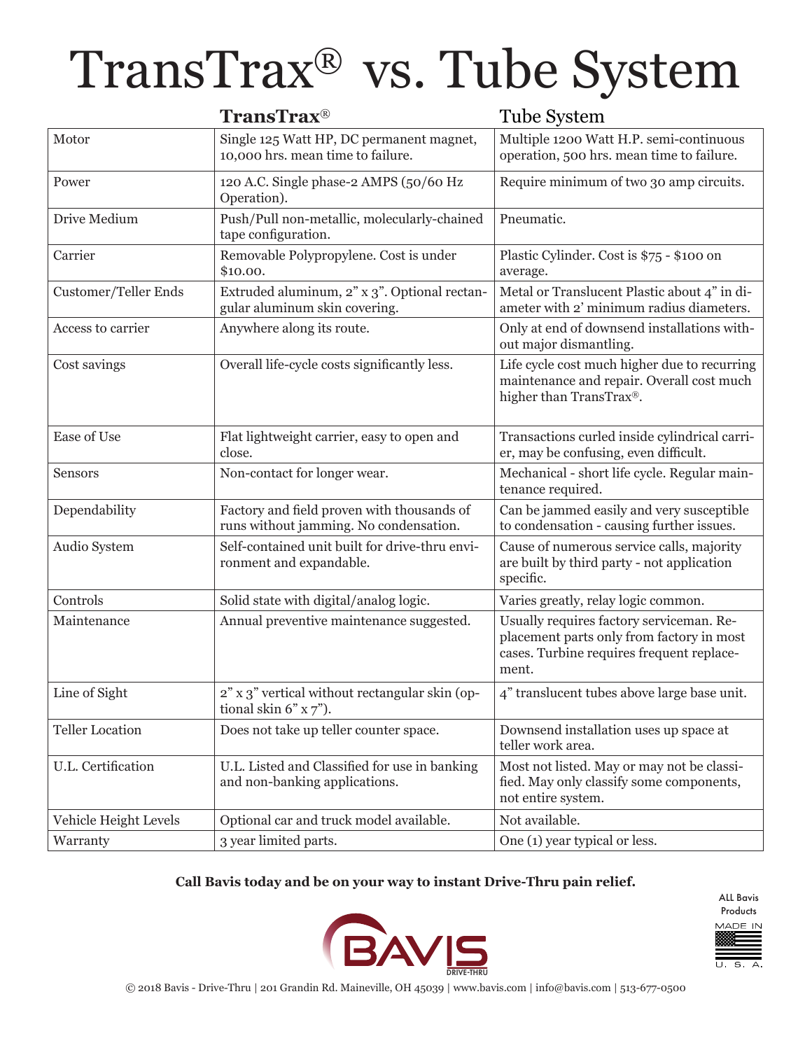# TransTrax® vs. Tube System

| | **TransTrax®** | Tube System |
|---|---|---|
| Motor | Single 125 Watt HP, DC permanent magnet, 10,000 hrs. mean time to failure. | Multiple 1200 Watt H.P. semi-continuous operation, 500 hrs. mean time to failure. |
| Power | 120 A.C. Single phase-2 AMPS (50/60 Hz Operation). | Require minimum of two 30 amp circuits. |
| Drive Medium | Push/Pull non-metallic, molecularly-chained tape configuration. | Pneumatic. |
| Carrier | Removable Polypropylene. Cost is under $10.00. | Plastic Cylinder. Cost is $75 - $100 on average. |
| Customer/Teller Ends | Extruded aluminum, 2" x 3". Optional rectangular aluminum skin covering. | Metal or Translucent Plastic about 4" in diameter with 2' minimum radius diameters. |
| Access to carrier | Anywhere along its route. | Only at end of downsend installations without major dismantling. |
| Cost savings | Overall life-cycle costs significantly less. | Life cycle cost much higher due to recurring maintenance and repair. Overall cost much higher than TransTrax®. |
| Ease of Use | Flat lightweight carrier, easy to open and close. | Transactions curled inside cylindrical carrier, may be confusing, even difficult. |
| Sensors | Non-contact for longer wear. | Mechanical - short life cycle. Regular maintenance required. |
| Dependability | Factory and field proven with thousands of runs without jamming. No condensation. | Can be jammed easily and very susceptible to condensation - causing further issues. |
| Audio System | Self-contained unit built for drive-thru environment and expandable. | Cause of numerous service calls, majority are built by third party - not application specific. |
| Controls | Solid state with digital/analog logic. | Varies greatly, relay logic common. |
| Maintenance | Annual preventive maintenance suggested. | Usually requires factory serviceman. Replacement parts only from factory in most cases. Turbine requires frequent replacement. |
| Line of Sight | 2" x 3" vertical without rectangular skin (optional skin 6" x 7"). | 4" translucent tubes above large base unit. |
| Teller Location | Does not take up teller counter space. | Downsend installation uses up space at teller work area. |
| U.L. Certification | U.L. Listed and Classified for use in banking and non-banking applications. | Most not listed. May or may not be classified. May only classify some components, not entire system. |
| Vehicle Height Levels | Optional car and truck model available. | Not available. |
| Warranty | 3 year limited parts. | One (1) year typical or less. |

**Call Bavis today and be on your way to instant Drive-Thru pain relief.**

BAVIS DRIVE-THRU

ALL Bavis Products MADE IN U. S. A.

© 2018 Bavis - Drive-Thru | 201 Grandin Rd. Maineville, OH 45039 | www.bavis.com | info@bavis.com | 513-677-0500